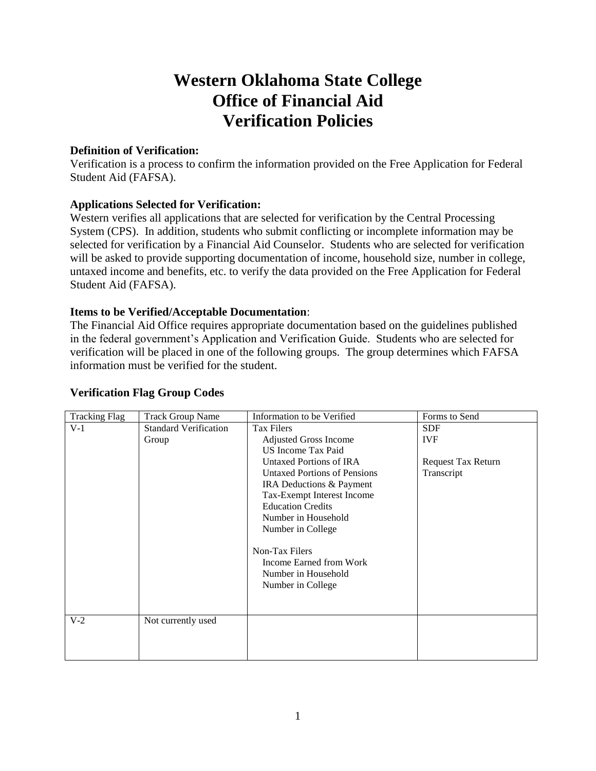# Western Oklahoma State College
# Office of Financial Aid
# Verification Policies

**Definition of Verification:**
Verification is a process to confirm the information provided on the Free Application for Federal Student Aid (FAFSA).

**Applications Selected for Verification:**
Western verifies all applications that are selected for verification by the Central Processing System (CPS). In addition, students who submit conflicting or incomplete information may be selected for verification by a Financial Aid Counselor. Students who are selected for verification will be asked to provide supporting documentation of income, household size, number in college, untaxed income and benefits, etc. to verify the data provided on the Free Application for Federal Student Aid (FAFSA).

**Items to be Verified/Acceptable Documentation**:
The Financial Aid Office requires appropriate documentation based on the guidelines published in the federal government's Application and Verification Guide. Students who are selected for verification will be placed in one of the following groups. The group determines which FAFSA information must be verified for the student.

**Verification Flag Group Codes**

| Tracking Flag | Track Group Name | Information to be Verified | Forms to Send |
|---|---|---|---|
| V-1 | Standard Verification Group | Tax Filers<br>Adjusted Gross Income<br>US Income Tax Paid<br>Untaxed Portions of IRA<br>Untaxed Portions of Pensions<br>IRA Deductions & Payment<br>Tax-Exempt Interest Income<br>Education Credits<br>Number in Household<br>Number in College<br><br>Non-Tax Filers<br>Income Earned from Work<br>Number in Household<br>Number in College | SDF<br>IVF<br><br>Request Tax Return Transcript |
| V-2 | Not currently used | | |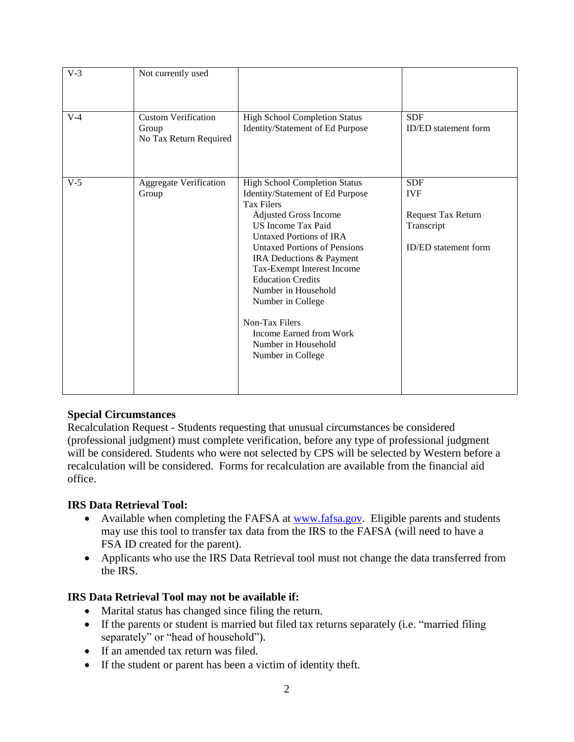| V-3 | Not currently used | | |
| --- | --- | --- | --- |
| V-4 | Custom Verification Group<br>No Tax Return Required | High School Completion Status<br>Identity/Statement of Ed Purpose | SDF<br>ID/ED statement form |
| V-5 | Aggregate Verification Group | High School Completion Status<br>Identity/Statement of Ed Purpose<br>Tax Filers<br>Adjusted Gross Income<br>US Income Tax Paid<br>Untaxed Portions of IRA<br>Untaxed Portions of Pensions<br>IRA Deductions & Payment<br>Tax-Exempt Interest Income<br>Education Credits<br>Number in Household<br>Number in College<br><br>Non-Tax Filers<br>Income Earned from Work<br>Number in Household<br>Number in College | SDF<br>IVF<br><br>Request Tax Return Transcript<br><br>ID/ED statement form |

**Special Circumstances**

Recalculation Request - Students requesting that unusual circumstances be considered (professional judgment) must complete verification, before any type of professional judgment will be considered. Students who were not selected by CPS will be selected by Western before a recalculation will be considered. Forms for recalculation are available from the financial aid office.

**IRS Data Retrieval Tool:**

- Available when completing the FAFSA at www.fafsa.gov. Eligible parents and students may use this tool to transfer tax data from the IRS to the FAFSA (will need to have a FSA ID created for the parent).
- Applicants who use the IRS Data Retrieval tool must not change the data transferred from the IRS.

**IRS Data Retrieval Tool may not be available if:**

- Marital status has changed since filing the return.
- If the parents or student is married but filed tax returns separately (i.e. "married filing separately" or "head of household").
- If an amended tax return was filed.
- If the student or parent has been a victim of identity theft.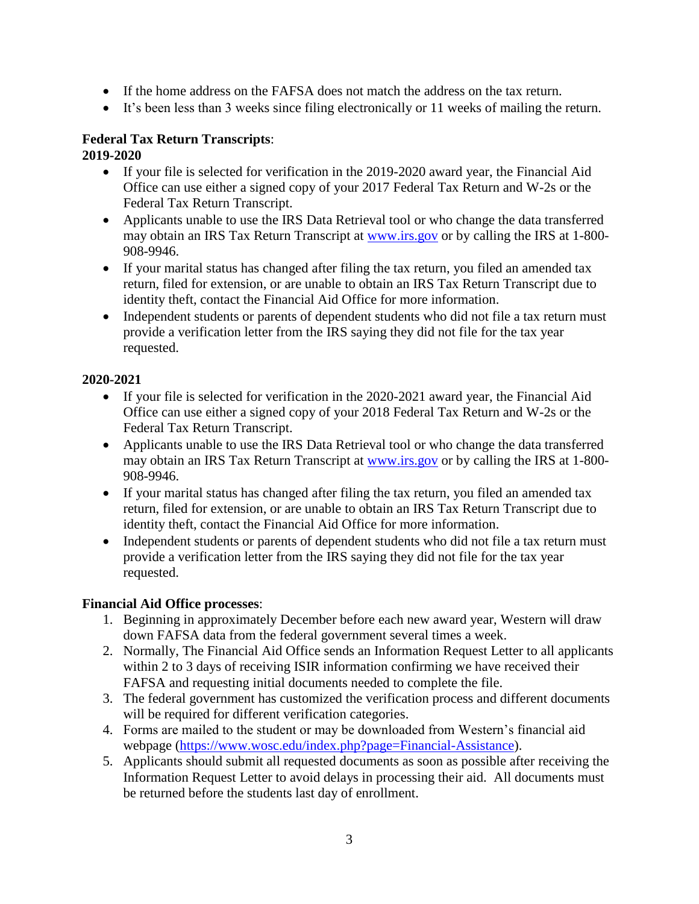- If the home address on the FAFSA does not match the address on the tax return.
- It's been less than 3 weeks since filing electronically or 11 weeks of mailing the return.

**Federal Tax Return Transcripts**:

**2019-2020**

- If your file is selected for verification in the 2019-2020 award year, the Financial Aid Office can use either a signed copy of your 2017 Federal Tax Return and W-2s or the Federal Tax Return Transcript.
- Applicants unable to use the IRS Data Retrieval tool or who change the data transferred may obtain an IRS Tax Return Transcript at [www.irs.gov](www.irs.gov) or by calling the IRS at 1-800-908-9946.
- If your marital status has changed after filing the tax return, you filed an amended tax return, filed for extension, or are unable to obtain an IRS Tax Return Transcript due to identity theft, contact the Financial Aid Office for more information.
- Independent students or parents of dependent students who did not file a tax return must provide a verification letter from the IRS saying they did not file for the tax year requested.

**2020-2021**

- If your file is selected for verification in the 2020-2021 award year, the Financial Aid Office can use either a signed copy of your 2018 Federal Tax Return and W-2s or the Federal Tax Return Transcript.
- Applicants unable to use the IRS Data Retrieval tool or who change the data transferred may obtain an IRS Tax Return Transcript at [www.irs.gov](www.irs.gov) or by calling the IRS at 1-800-908-9946.
- If your marital status has changed after filing the tax return, you filed an amended tax return, filed for extension, or are unable to obtain an IRS Tax Return Transcript due to identity theft, contact the Financial Aid Office for more information.
- Independent students or parents of dependent students who did not file a tax return must provide a verification letter from the IRS saying they did not file for the tax year requested.

**Financial Aid Office processes**:

1. Beginning in approximately December before each new award year, Western will draw down FAFSA data from the federal government several times a week.
2. Normally, The Financial Aid Office sends an Information Request Letter to all applicants within 2 to 3 days of receiving ISIR information confirming we have received their FAFSA and requesting initial documents needed to complete the file.
3. The federal government has customized the verification process and different documents will be required for different verification categories.
4. Forms are mailed to the student or may be downloaded from Western's financial aid webpage ([https://www.wosc.edu/index.php?page=Financial-Assistance](https://www.wosc.edu/index.php?page=Financial-Assistance)).
5. Applicants should submit all requested documents as soon as possible after receiving the Information Request Letter to avoid delays in processing their aid. All documents must be returned before the students last day of enrollment.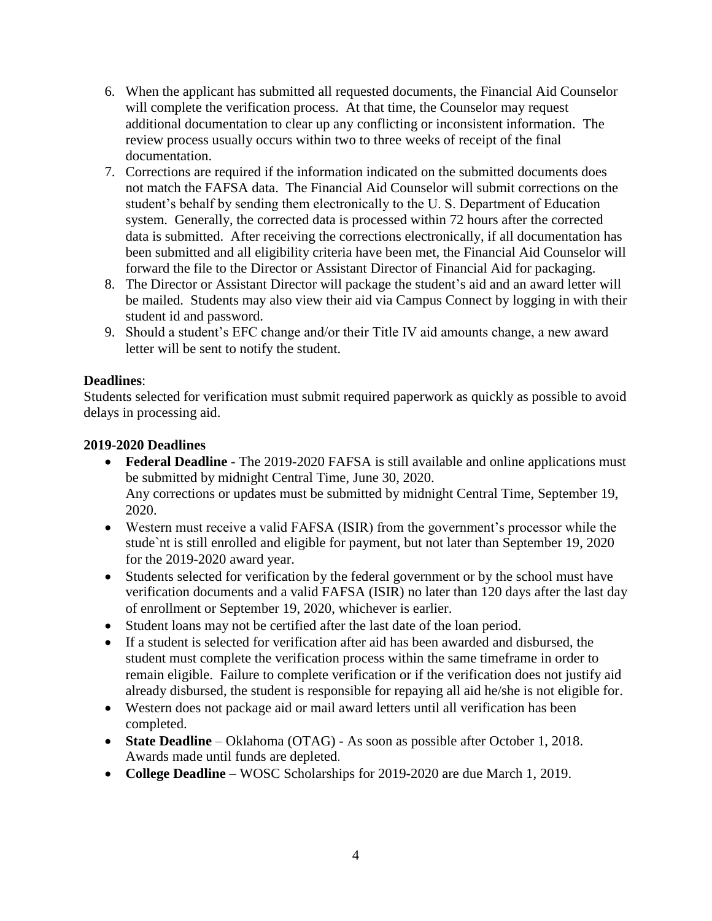6. When the applicant has submitted all requested documents, the Financial Aid Counselor will complete the verification process. At that time, the Counselor may request additional documentation to clear up any conflicting or inconsistent information. The review process usually occurs within two to three weeks of receipt of the final documentation.
7. Corrections are required if the information indicated on the submitted documents does not match the FAFSA data. The Financial Aid Counselor will submit corrections on the student's behalf by sending them electronically to the U. S. Department of Education system. Generally, the corrected data is processed within 72 hours after the corrected data is submitted. After receiving the corrections electronically, if all documentation has been submitted and all eligibility criteria have been met, the Financial Aid Counselor will forward the file to the Director or Assistant Director of Financial Aid for packaging.
8. The Director or Assistant Director will package the student's aid and an award letter will be mailed. Students may also view their aid via Campus Connect by logging in with their student id and password.
9. Should a student's EFC change and/or their Title IV aid amounts change, a new award letter will be sent to notify the student.

**Deadlines**:
Students selected for verification must submit required paperwork as quickly as possible to avoid delays in processing aid.

**2019-2020 Deadlines**

- **Federal Deadline** - The 2019-2020 FAFSA is still available and online applications must be submitted by midnight Central Time, June 30, 2020.
  Any corrections or updates must be submitted by midnight Central Time, September 19, 2020.
- Western must receive a valid FAFSA (ISIR) from the government's processor while the stude`nt is still enrolled and eligible for payment, but not later than September 19, 2020 for the 2019-2020 award year.
- Students selected for verification by the federal government or by the school must have verification documents and a valid FAFSA (ISIR) no later than 120 days after the last day of enrollment or September 19, 2020, whichever is earlier.
- Student loans may not be certified after the last date of the loan period.
- If a student is selected for verification after aid has been awarded and disbursed, the student must complete the verification process within the same timeframe in order to remain eligible. Failure to complete verification or if the verification does not justify aid already disbursed, the student is responsible for repaying all aid he/she is not eligible for.
- Western does not package aid or mail award letters until all verification has been completed.
- **State Deadline** – Oklahoma (OTAG) - As soon as possible after October 1, 2018. Awards made until funds are depleted.
- **College Deadline** – WOSC Scholarships for 2019-2020 are due March 1, 2019.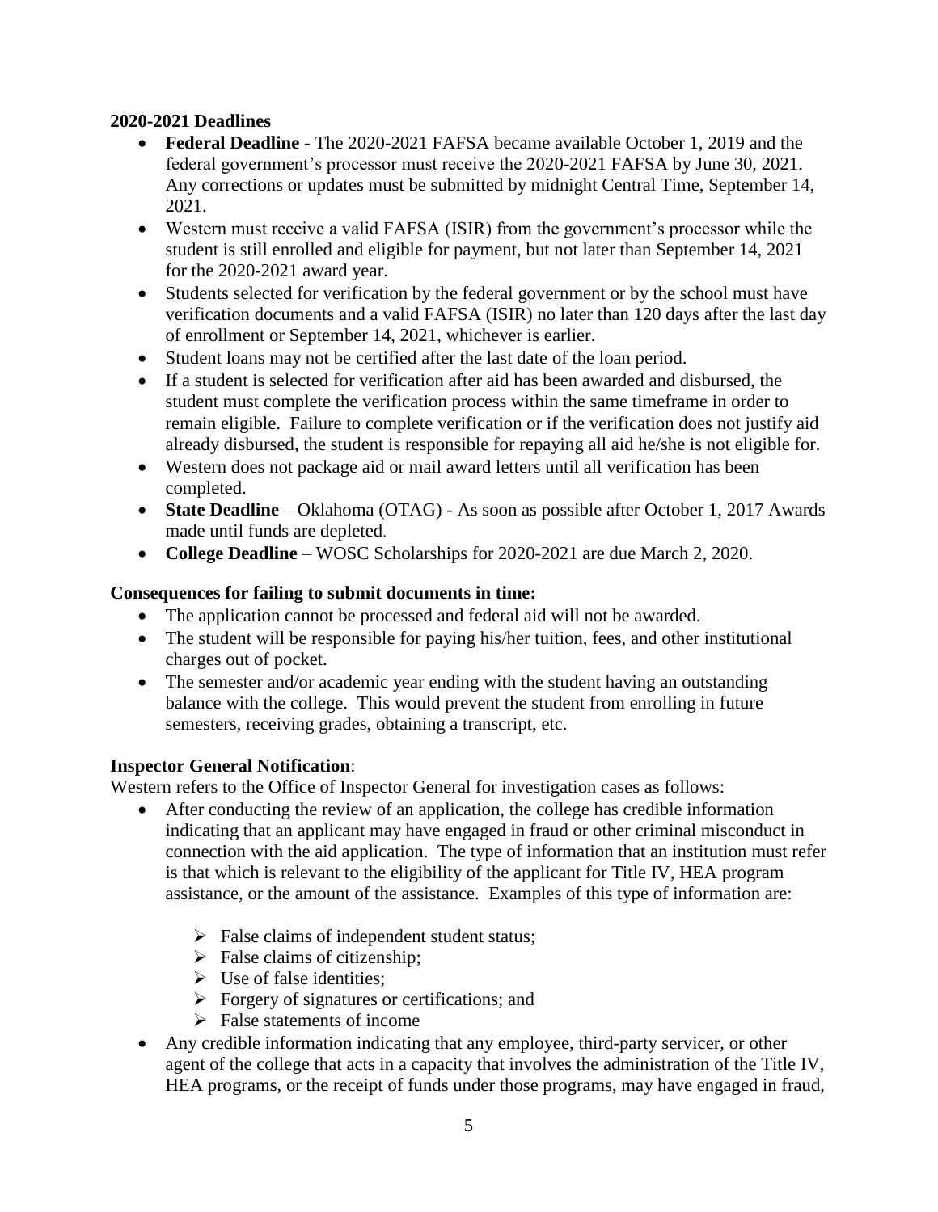**2020-2021 Deadlines**

- **Federal Deadline** - The 2020-2021 FAFSA became available October 1, 2019 and the federal government's processor must receive the 2020-2021 FAFSA by June 30, 2021. Any corrections or updates must be submitted by midnight Central Time, September 14, 2021.
- Western must receive a valid FAFSA (ISIR) from the government's processor while the student is still enrolled and eligible for payment, but not later than September 14, 2021 for the 2020-2021 award year.
- Students selected for verification by the federal government or by the school must have verification documents and a valid FAFSA (ISIR) no later than 120 days after the last day of enrollment or September 14, 2021, whichever is earlier.
- Student loans may not be certified after the last date of the loan period.
- If a student is selected for verification after aid has been awarded and disbursed, the student must complete the verification process within the same timeframe in order to remain eligible. Failure to complete verification or if the verification does not justify aid already disbursed, the student is responsible for repaying all aid he/she is not eligible for.
- Western does not package aid or mail award letters until all verification has been completed.
- **State Deadline** – Oklahoma (OTAG) - As soon as possible after October 1, 2017 Awards made until funds are depleted.
- **College Deadline** – WOSC Scholarships for 2020-2021 are due March 2, 2020.

**Consequences for failing to submit documents in time:**

- The application cannot be processed and federal aid will not be awarded.
- The student will be responsible for paying his/her tuition, fees, and other institutional charges out of pocket.
- The semester and/or academic year ending with the student having an outstanding balance with the college. This would prevent the student from enrolling in future semesters, receiving grades, obtaining a transcript, etc.

**Inspector General Notification**:

Western refers to the Office of Inspector General for investigation cases as follows:

- After conducting the review of an application, the college has credible information indicating that an applicant may have engaged in fraud or other criminal misconduct in connection with the aid application. The type of information that an institution must refer is that which is relevant to the eligibility of the applicant for Title IV, HEA program assistance, or the amount of the assistance. Examples of this type of information are:
  - False claims of independent student status;
  - False claims of citizenship;
  - Use of false identities;
  - Forgery of signatures or certifications; and
  - False statements of income
- Any credible information indicating that any employee, third-party servicer, or other agent of the college that acts in a capacity that involves the administration of the Title IV, HEA programs, or the receipt of funds under those programs, may have engaged in fraud,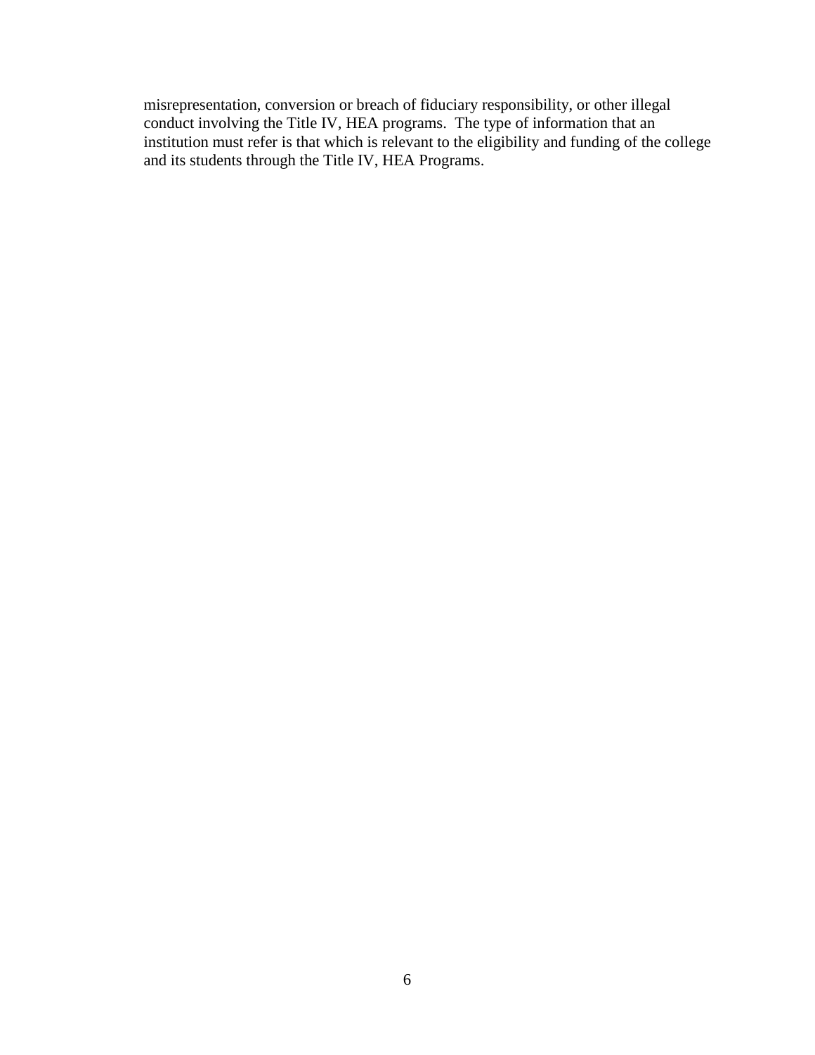misrepresentation, conversion or breach of fiduciary responsibility, or other illegal conduct involving the Title IV, HEA programs. The type of information that an institution must refer is that which is relevant to the eligibility and funding of the college and its students through the Title IV, HEA Programs.